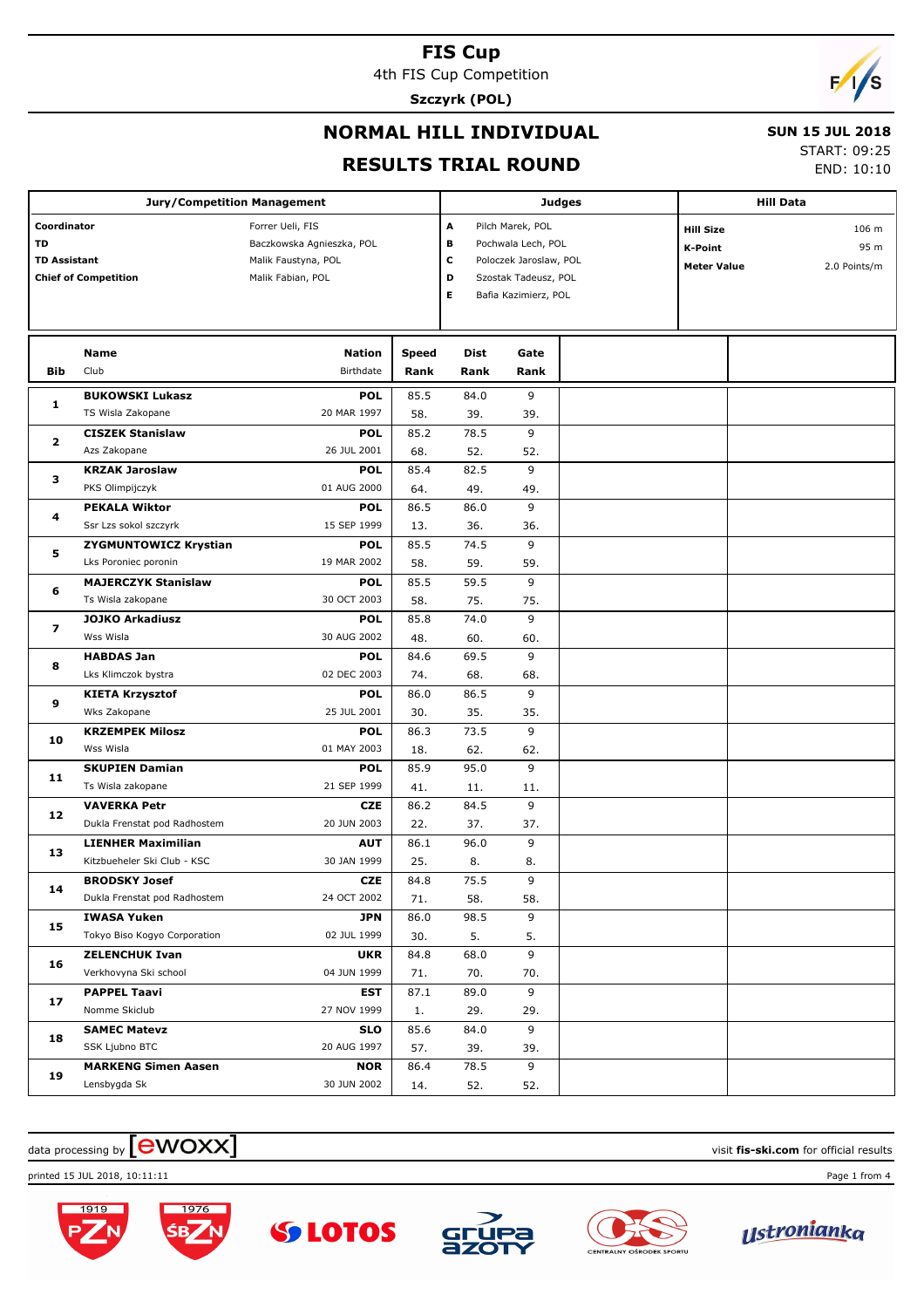# FIS Cup

4th FIS Cup Competition

**Szczyrk (POL)**

## NORMAL HILL INDIVIDUAL

## RESULTS TRIAL ROUND

**SUN 15 JUL 2018**

START: 09:25

END: 10:10

| Jury/Competition Management | | Judges | | Hill Data | |
|---|---|---|---|---|---|
| **Coordinator** | Forrer Ueli, FIS | A | Pilch Marek, POL | **Hill Size** | 106 m |
| **TD** | Baczkowska Agnieszka, POL | B | Pochwala Lech, POL | **K-Point** | 95 m |
| **TD Assistant** | Malik Faustyna, POL | C | Poloczek Jaroslaw, POL | **Meter Value** | 2.0 Points/m |
| **Chief of Competition** | Malik Fabian, POL | D | Szostak Tadeusz, POL | | |
| | | E | Bafia Kazimierz, POL | | |

| Bib | Name / Club | Nation / Birthdate | Speed / Rank | Dist / Rank | Gate / Rank |
|---|---|---|---|---|---|
| 1 | **BUKOWSKI Lukasz** | **POL** | 85.5 | 84.0 | 9 |
| | TS Wisla Zakopane | 20 MAR 1997 | 58. | 39. | 39. |
| 2 | **CISZEK Stanislaw** | **POL** | 85.2 | 78.5 | 9 |
| | Azs Zakopane | 26 JUL 2001 | 68. | 52. | 52. |
| 3 | **KRZAK Jaroslaw** | **POL** | 85.4 | 82.5 | 9 |
| | PKS Olimpijczyk | 01 AUG 2000 | 64. | 49. | 49. |
| 4 | **PEKALA Wiktor** | **POL** | 86.5 | 86.0 | 9 |
| | Ssr Lzs sokol szczyrk | 15 SEP 1999 | 13. | 36. | 36. |
| 5 | **ZYGMUNTOWICZ Krystian** | **POL** | 85.5 | 74.5 | 9 |
| | Lks Poroniec poronin | 19 MAR 2002 | 58. | 59. | 59. |
| 6 | **MAJERCZYK Stanislaw** | **POL** | 85.5 | 59.5 | 9 |
| | Ts Wisla zakopane | 30 OCT 2003 | 58. | 75. | 75. |
| 7 | **JOJKO Arkadiusz** | **POL** | 85.8 | 74.0 | 9 |
| | Wss Wisla | 30 AUG 2002 | 48. | 60. | 60. |
| 8 | **HABDAS Jan** | **POL** | 84.6 | 69.5 | 9 |
| | Lks Klimczok bystra | 02 DEC 2003 | 74. | 68. | 68. |
| 9 | **KIETA Krzysztof** | **POL** | 86.0 | 86.5 | 9 |
| | Wks Zakopane | 25 JUL 2001 | 30. | 35. | 35. |
| 10 | **KRZEMPEK Milosz** | **POL** | 86.3 | 73.5 | 9 |
| | Wss Wisla | 01 MAY 2003 | 18. | 62. | 62. |
| 11 | **SKUPIEN Damian** | **POL** | 85.9 | 95.0 | 9 |
| | Ts Wisla zakopane | 21 SEP 1999 | 41. | 11. | 11. |
| 12 | **VAVERKA Petr** | **CZE** | 86.2 | 84.5 | 9 |
| | Dukla Frenstat pod Radhostem | 20 JUN 2003 | 22. | 37. | 37. |
| 13 | **LIENHER Maximilian** | **AUT** | 86.1 | 96.0 | 9 |
| | Kitzbueheler Ski Club - KSC | 30 JAN 1999 | 25. | 8. | 8. |
| 14 | **BRODSKY Josef** | **CZE** | 84.8 | 75.5 | 9 |
| | Dukla Frenstat pod Radhostem | 24 OCT 2002 | 71. | 58. | 58. |
| 15 | **IWASA Yuken** | **JPN** | 86.0 | 98.5 | 9 |
| | Tokyo Biso Kogyo Corporation | 02 JUL 1999 | 30. | 5. | 5. |
| 16 | **ZELENCHUK Ivan** | **UKR** | 84.8 | 68.0 | 9 |
| | Verkhovyna Ski school | 04 JUN 1999 | 71. | 70. | 70. |
| 17 | **PAPPEL Taavi** | **EST** | 87.1 | 89.0 | 9 |
| | Nomme Skiclub | 27 NOV 1999 | 1. | 29. | 29. |
| 18 | **SAMEC Matevz** | **SLO** | 85.6 | 84.0 | 9 |
| | SSK Ljubno BTC | 20 AUG 1997 | 57. | 39. | 39. |
| 19 | **MARKENG Simen Aasen** | **NOR** | 86.4 | 78.5 | 9 |
| | Lensbygda Sk | 30 JUN 2002 | 14. | 52. | 52. |

data processing by ewoxx — visit **fis-ski.com** for official results

printed 15 JUL 2018, 10:11:11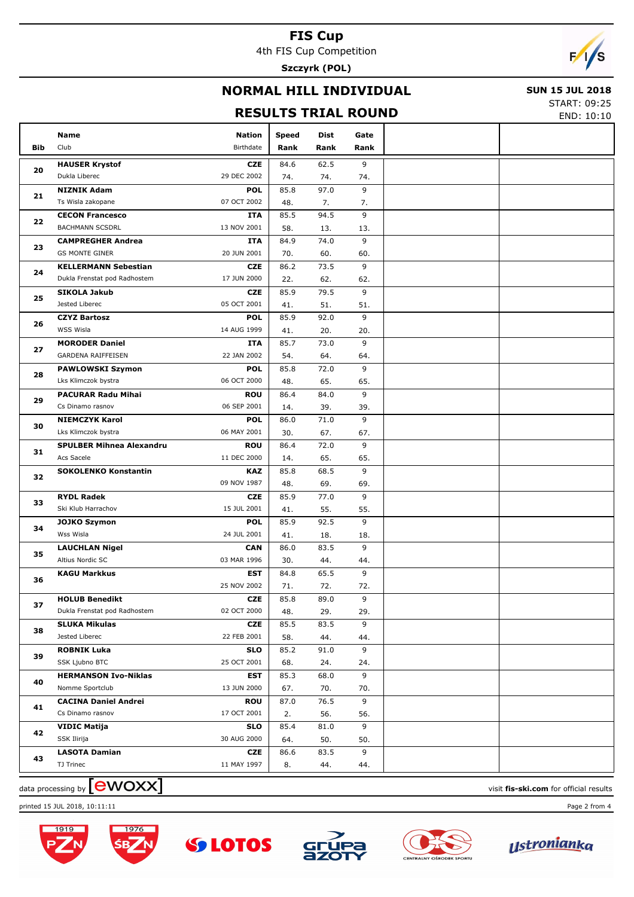# FIS Cup

4th FIS Cup Competition

**Szczyrk (POL)**

## NORMAL HILL INDIVIDUAL

## RESULTS TRIAL ROUND

**SUN 15 JUL 2018**

START: 09:25

END: 10:10

| Bib | Name / Club | Nation / Birthdate | Speed / Rank | Dist / Rank | Gate / Rank |
|---|---|---|---|---|---|
| 20 | **HAUSER Krystof** / Dukla Liberec | **CZE** / 29 DEC 2002 | 84.6 / 74. | 62.5 / 74. | 9 / 74. |
| 21 | **NIZNIK Adam** / Ts Wisla zakopane | **POL** / 07 OCT 2002 | 85.8 / 48. | 97.0 / 7. | 9 / 7. |
| 22 | **CECON Francesco** / BACHMANN SCSDRL | **ITA** / 13 NOV 2001 | 85.5 / 58. | 94.5 / 13. | 9 / 13. |
| 23 | **CAMPREGHER Andrea** / GS MONTE GINER | **ITA** / 20 JUN 2001 | 84.9 / 70. | 74.0 / 60. | 9 / 60. |
| 24 | **KELLERMANN Sebestian** / Dukla Frenstat pod Radhostem | **CZE** / 17 JUN 2000 | 86.2 / 22. | 73.5 / 62. | 9 / 62. |
| 25 | **SIKOLA Jakub** / Jested Liberec | **CZE** / 05 OCT 2001 | 85.9 / 41. | 79.5 / 51. | 9 / 51. |
| 26 | **CZYZ Bartosz** / WSS Wisla | **POL** / 14 AUG 1999 | 85.9 / 41. | 92.0 / 20. | 9 / 20. |
| 27 | **MORODER Daniel** / GARDENA RAIFFEISEN | **ITA** / 22 JAN 2002 | 85.7 / 54. | 73.0 / 64. | 9 / 64. |
| 28 | **PAWLOWSKI Szymon** / Lks Klimczok bystra | **POL** / 06 OCT 2000 | 85.8 / 48. | 72.0 / 65. | 9 / 65. |
| 29 | **PACURAR Radu Mihai** / Cs Dinamo rasnov | **ROU** / 06 SEP 2001 | 86.4 / 14. | 84.0 / 39. | 9 / 39. |
| 30 | **NIEMCZYK Karol** / Lks Klimczok bystra | **POL** / 06 MAY 2001 | 86.0 / 30. | 71.0 / 67. | 9 / 67. |
| 31 | **SPULBER Mihnea Alexandru** / Acs Sacele | **ROU** / 11 DEC 2000 | 86.4 / 14. | 72.0 / 65. | 9 / 65. |
| 32 | **SOKOLENKO Konstantin** | **KAZ** / 09 NOV 1987 | 85.8 / 48. | 68.5 / 69. | 9 / 69. |
| 33 | **RYDL Radek** / Ski Klub Harrachov | **CZE** / 15 JUL 2001 | 85.9 / 41. | 77.0 / 55. | 9 / 55. |
| 34 | **JOJKO Szymon** / Wss Wisla | **POL** / 24 JUL 2001 | 85.9 / 41. | 92.5 / 18. | 9 / 18. |
| 35 | **LAUCHLAN Nigel** / Altius Nordic SC | **CAN** / 03 MAR 1996 | 86.0 / 30. | 83.5 / 44. | 9 / 44. |
| 36 | **KAGU Markkus** | **EST** / 25 NOV 2002 | 84.8 / 71. | 65.5 / 72. | 9 / 72. |
| 37 | **HOLUB Benedikt** / Dukla Frenstat pod Radhostem | **CZE** / 02 OCT 2000 | 85.8 / 48. | 89.0 / 29. | 9 / 29. |
| 38 | **SLUKA Mikulas** / Jested Liberec | **CZE** / 22 FEB 2001 | 85.5 / 58. | 83.5 / 44. | 9 / 44. |
| 39 | **ROBNIK Luka** / SSK Ljubno BTC | **SLO** / 25 OCT 2001 | 85.2 / 68. | 91.0 / 24. | 9 / 24. |
| 40 | **HERMANSON Ivo-Niklas** / Nomme Sportclub | **EST** / 13 JUN 2000 | 85.3 / 67. | 68.0 / 70. | 9 / 70. |
| 41 | **CACINA Daniel Andrei** / Cs Dinamo rasnov | **ROU** / 17 OCT 2001 | 87.0 / 2. | 76.5 / 56. | 9 / 56. |
| 42 | **VIDIC Matija** / SSK Ilirija | **SLO** / 30 AUG 2000 | 85.4 / 64. | 81.0 / 50. | 9 / 50. |
| 43 | **LASOTA Damian** / TJ Trinec | **CZE** / 11 MAY 1997 | 86.6 / 8. | 83.5 / 44. | 9 / 44. |

data processing by ewoxx — visit **fis-ski.com** for official results

printed 15 JUL 2018, 10:11:11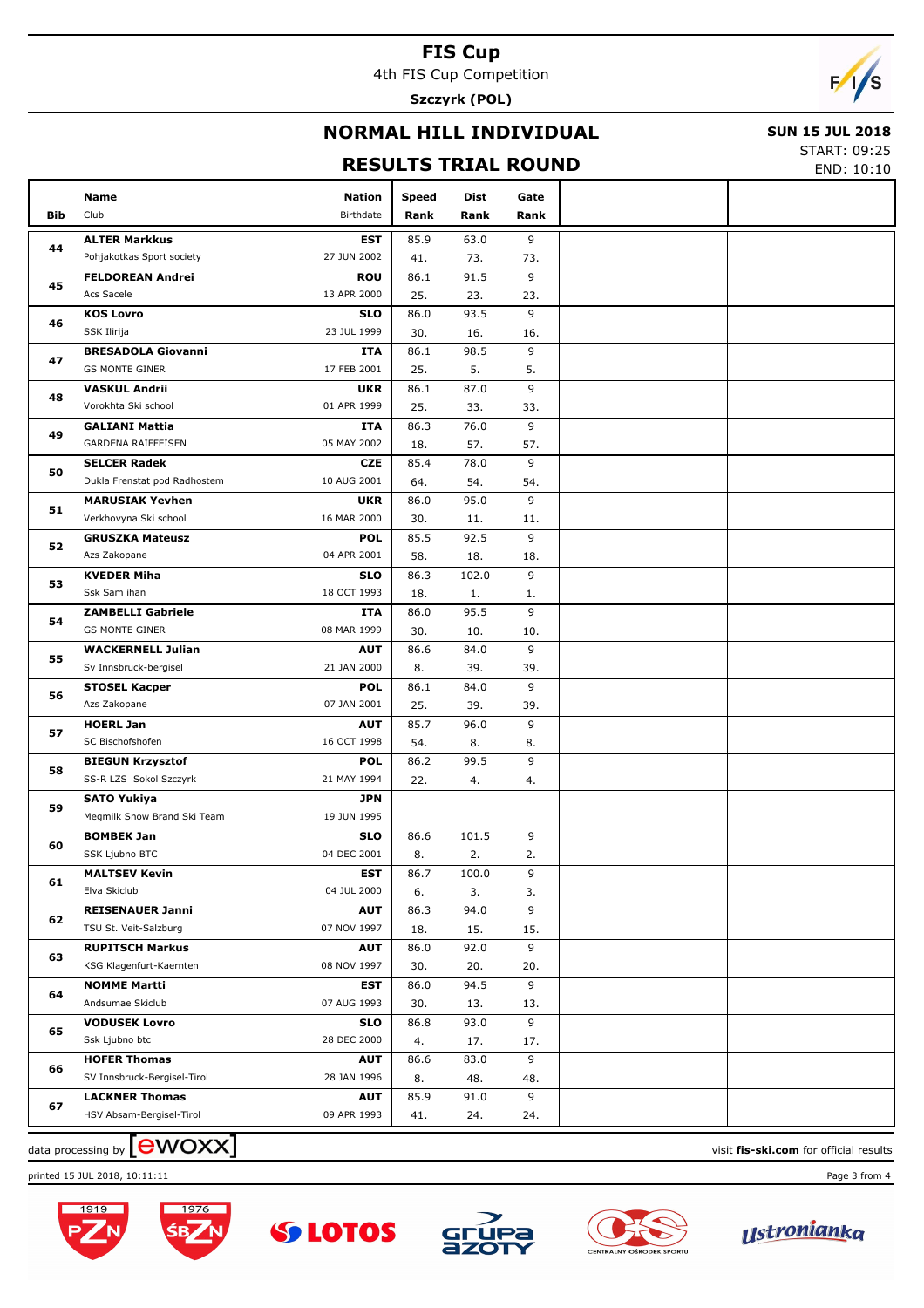# FIS Cup

4th FIS Cup Competition

**Szczyrk (POL)**

## NORMAL HILL INDIVIDUAL

**SUN 15 JUL 2018**

## RESULTS TRIAL ROUND

START: 09:25
END: 10:10

| Bib | Name / Club | Nation / Birthdate | Speed / Rank | Dist / Rank | Gate / Rank |
|---|---|---|---|---|---|
| 44 | **ALTER Markkus** / Pohjakotkas Sport society | **EST** / 27 JUN 2002 | 85.9 / 41. | 63.0 / 73. | 9 / 73. |
| 45 | **FELDOREAN Andrei** / Acs Sacele | **ROU** / 13 APR 2000 | 86.1 / 25. | 91.5 / 23. | 9 / 23. |
| 46 | **KOS Lovro** / SSK Ilirija | **SLO** / 23 JUL 1999 | 86.0 / 30. | 93.5 / 16. | 9 / 16. |
| 47 | **BRESADOLA Giovanni** / GS MONTE GINER | **ITA** / 17 FEB 2001 | 86.1 / 25. | 98.5 / 5. | 9 / 5. |
| 48 | **VASKUL Andrii** / Vorokhta Ski school | **UKR** / 01 APR 1999 | 86.1 / 25. | 87.0 / 33. | 9 / 33. |
| 49 | **GALIANI Mattia** / GARDENA RAIFFEISEN | **ITA** / 05 MAY 2002 | 86.3 / 18. | 76.0 / 57. | 9 / 57. |
| 50 | **SELCER Radek** / Dukla Frenstat pod Radhostem | **CZE** / 10 AUG 2001 | 85.4 / 64. | 78.0 / 54. | 9 / 54. |
| 51 | **MARUSIAK Yevhen** / Verkhovyna Ski school | **UKR** / 16 MAR 2000 | 86.0 / 30. | 95.0 / 11. | 9 / 11. |
| 52 | **GRUSZKA Mateusz** / Azs Zakopane | **POL** / 04 APR 2001 | 85.5 / 58. | 92.5 / 18. | 9 / 18. |
| 53 | **KVEDER Miha** / Ssk Sam ihan | **SLO** / 18 OCT 1993 | 86.3 / 18. | 102.0 / 1. | 9 / 1. |
| 54 | **ZAMBELLI Gabriele** / GS MONTE GINER | **ITA** / 08 MAR 1999 | 86.0 / 30. | 95.5 / 10. | 9 / 10. |
| 55 | **WACKERNELL Julian** / Sv Innsbruck-bergisel | **AUT** / 21 JAN 2000 | 86.6 / 8. | 84.0 / 39. | 9 / 39. |
| 56 | **STOSEL Kacper** / Azs Zakopane | **POL** / 07 JAN 2001 | 86.1 / 25. | 84.0 / 39. | 9 / 39. |
| 57 | **HOERL Jan** / SC Bischofshofen | **AUT** / 16 OCT 1998 | 85.7 / 54. | 96.0 / 8. | 9 / 8. |
| 58 | **BIEGUN Krzysztof** / SS-R LZS Sokol Szczyrk | **POL** / 21 MAY 1994 | 86.2 / 22. | 99.5 / 4. | 9 / 4. |
| 59 | **SATO Yukiya** / Megmilk Snow Brand Ski Team | **JPN** / 19 JUN 1995 | | | |
| 60 | **BOMBEK Jan** / SSK Ljubno BTC | **SLO** / 04 DEC 2001 | 86.6 / 8. | 101.5 / 2. | 9 / 2. |
| 61 | **MALTSEV Kevin** / Elva Skiclub | **EST** / 04 JUL 2000 | 86.7 / 6. | 100.0 / 3. | 9 / 3. |
| 62 | **REISENAUER Janni** / TSU St. Veit-Salzburg | **AUT** / 07 NOV 1997 | 86.3 / 18. | 94.0 / 15. | 9 / 15. |
| 63 | **RUPITSCH Markus** / KSG Klagenfurt-Kaernten | **AUT** / 08 NOV 1997 | 86.0 / 30. | 92.0 / 20. | 9 / 20. |
| 64 | **NOMME Martti** / Andsumae Skiclub | **EST** / 07 AUG 1993 | 86.0 / 30. | 94.5 / 13. | 9 / 13. |
| 65 | **VODUSEK Lovro** / Ssk Ljubno btc | **SLO** / 28 DEC 2000 | 86.8 / 4. | 93.0 / 17. | 9 / 17. |
| 66 | **HOFER Thomas** / SV Innsbruck-Bergisel-Tirol | **AUT** / 28 JAN 1996 | 86.6 / 8. | 83.0 / 48. | 9 / 48. |
| 67 | **LACKNER Thomas** / HSV Absam-Bergisel-Tirol | **AUT** / 09 APR 1993 | 85.9 / 41. | 91.0 / 24. | 9 / 24. |

data processing by ewoxx — visit **fis-ski.com** for official results

printed 15 JUL 2018, 10:11:11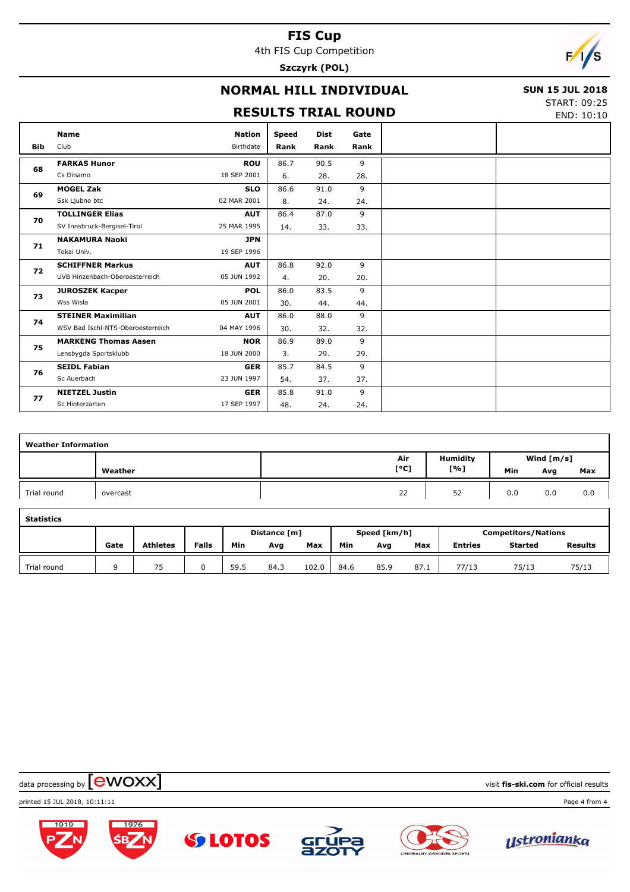# FIS Cup

4th FIS Cup Competition

**Szczyrk (POL)**

## NORMAL HILL INDIVIDUAL

## RESULTS TRIAL ROUND

**SUN 15 JUL 2018**

START: 09:25

END: 10:10

| Bib | Name / Club | Nation / Birthdate | Speed / Rank | Dist / Rank | Gate / Rank |
|---|---|---|---|---|---|
| 68 | **FARKAS Hunor** / Cs Dinamo | **ROU** / 18 SEP 2001 | 86.7 / 6. | 90.5 / 28. | 9 / 28. |
| 69 | **MOGEL Zak** / Ssk Ljubno btc | **SLO** / 02 MAR 2001 | 86.6 / 8. | 91.0 / 24. | 9 / 24. |
| 70 | **TOLLINGER Elias** / SV Innsbruck-Bergisel-Tirol | **AUT** / 25 MAR 1995 | 86.4 / 14. | 87.0 / 33. | 9 / 33. |
| 71 | **NAKAMURA Naoki** / Tokai Univ. | **JPN** / 19 SEP 1996 | | | |
| 72 | **SCHIFFNER Markus** / UVB Hinzenbach-Oberoesterreich | **AUT** / 05 JUN 1992 | 86.8 / 4. | 92.0 / 20. | 9 / 20. |
| 73 | **JUROSZEK Kacper** / Wss Wisla | **POL** / 05 JUN 2001 | 86.0 / 30. | 83.5 / 44. | 9 / 44. |
| 74 | **STEINER Maximilian** / WSV Bad Ischl-NTS-Oberoesterreich | **AUT** / 04 MAY 1996 | 86.0 / 30. | 88.0 / 32. | 9 / 32. |
| 75 | **MARKENG Thomas Aasen** / Lensbygda Sportsklubb | **NOR** / 18 JUN 2000 | 86.9 / 3. | 89.0 / 29. | 9 / 29. |
| 76 | **SEIDL Fabian** / Sc Auerbach | **GER** / 23 JUN 1997 | 85.7 / 54. | 84.5 / 37. | 9 / 37. |
| 77 | **NIETZEL Justin** / Sc Hinterzarten | **GER** / 17 SEP 1997 | 85.8 / 48. | 91.0 / 24. | 9 / 24. |

**Weather Information**

| | Weather | Air [°C] | Humidity [%] | Wind [m/s] Min | Avg | Max |
|---|---|---|---|---|---|---|
| Trial round | overcast | 22 | 52 | 0.0 | 0.0 | 0.0 |

**Statistics**

| | Gate | Athletes | Falls | Distance [m] Min | Avg | Max | Speed [km/h] Min | Avg | Max | Competitors/Nations Entries | Started | Results |
|---|---|---|---|---|---|---|---|---|---|---|---|---|
| Trial round | 9 | 75 | 0 | 59.5 | 84.3 | 102.0 | 84.6 | 85.9 | 87.1 | 77/13 | 75/13 | 75/13 |

data processing by ewoxx — visit **fis-ski.com** for official results

printed 15 JUL 2018, 10:11:11